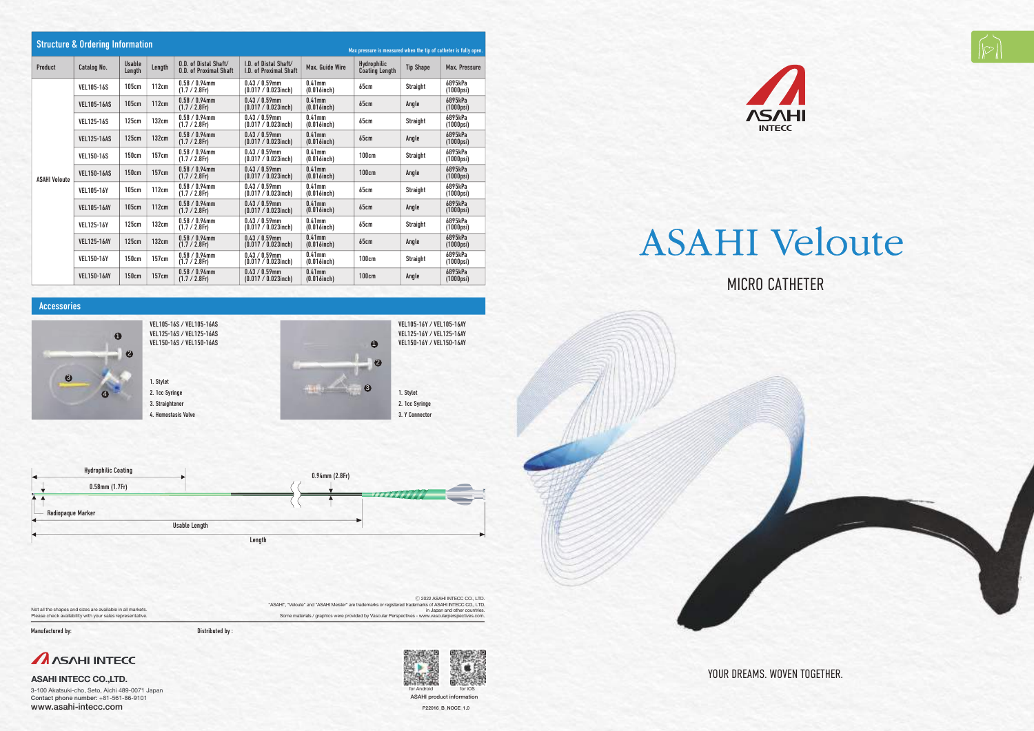## Structure & Ordering Information

Max pressure is measured when the tip of catheter is fully open.

| Product | Catalog No. | Usable Length | Length | O.D. of Distal Shaft/ O.D. of Proximal Shaft | I.D. of Distal Shaft/ I.D. of Proximal Shaft | Max. Guide Wire | Hydrophilic Coating Length | Tip Shape | Max. Pressure |
|---|---|---|---|---|---|---|---|---|---|
| ASAHI Veloute | VEL105-16S | 105cm | 112cm | 0.58 / 0.94mm (1.7 / 2.8Fr) | 0.43 / 0.59mm (0.017 / 0.023inch) | 0.41mm (0.016inch) | 65cm | Straight | 6895kPa (1000psi) |
| | VEL105-16AS | 105cm | 112cm | 0.58 / 0.94mm (1.7 / 2.8Fr) | 0.43 / 0.59mm (0.017 / 0.023inch) | 0.41mm (0.016inch) | 65cm | Angle | 6895kPa (1000psi) |
| | VEL125-16S | 125cm | 132cm | 0.58 / 0.94mm (1.7 / 2.8Fr) | 0.43 / 0.59mm (0.017 / 0.023inch) | 0.41mm (0.016inch) | 65cm | Straight | 6895kPa (1000psi) |
| | VEL125-16AS | 125cm | 132cm | 0.58 / 0.94mm (1.7 / 2.8Fr) | 0.43 / 0.59mm (0.017 / 0.023inch) | 0.41mm (0.016inch) | 65cm | Angle | 6895kPa (1000psi) |
| | VEL150-16S | 150cm | 157cm | 0.58 / 0.94mm (1.7 / 2.8Fr) | 0.43 / 0.59mm (0.017 / 0.023inch) | 0.41mm (0.016inch) | 100cm | Straight | 6895kPa (1000psi) |
| | VEL150-16AS | 150cm | 157cm | 0.58 / 0.94mm (1.7 / 2.8Fr) | 0.43 / 0.59mm (0.017 / 0.023inch) | 0.41mm (0.016inch) | 100cm | Angle | 6895kPa (1000psi) |
| | VEL105-16Y | 105cm | 112cm | 0.58 / 0.94mm (1.7 / 2.8Fr) | 0.43 / 0.59mm (0.017 / 0.023inch) | 0.41mm (0.016inch) | 65cm | Straight | 6895kPa (1000psi) |
| | VEL105-16AY | 105cm | 112cm | 0.58 / 0.94mm (1.7 / 2.8Fr) | 0.43 / 0.59mm (0.017 / 0.023inch) | 0.41mm (0.016inch) | 65cm | Angle | 6895kPa (1000psi) |
| | VEL125-16Y | 125cm | 132cm | 0.58 / 0.94mm (1.7 / 2.8Fr) | 0.43 / 0.59mm (0.017 / 0.023inch) | 0.41mm (0.016inch) | 65cm | Straight | 6895kPa (1000psi) |
| | VEL125-16AY | 125cm | 132cm | 0.58 / 0.94mm (1.7 / 2.8Fr) | 0.43 / 0.59mm (0.017 / 0.023inch) | 0.41mm (0.016inch) | 65cm | Angle | 6895kPa (1000psi) |
| | VEL150-16Y | 150cm | 157cm | 0.58 / 0.94mm (1.7 / 2.8Fr) | 0.43 / 0.59mm (0.017 / 0.023inch) | 0.41mm (0.016inch) | 100cm | Straight | 6895kPa (1000psi) |
| | VEL150-16AY | 150cm | 157cm | 0.58 / 0.94mm (1.7 / 2.8Fr) | 0.43 / 0.59mm (0.017 / 0.023inch) | 0.41mm (0.016inch) | 100cm | Angle | 6895kPa (1000psi) |

## Accessories

VEL105-16S / VEL105-16AS
VEL125-16S / VEL125-16AS
VEL150-16S / VEL150-16AS

1. Stylet
2. 1cc Syringe
3. Straightener
4. Hemostasis Valve

VEL105-16Y / VEL105-16AY
VEL125-16Y / VEL125-16AY
VEL150-16Y / VEL150-16AY

1. Stylet
2. 1cc Syringe
3. Y Connector

Hydrophilic Coating
0.58mm (1.7Fr)
0.94mm (2.8Fr)
Radiopaque Marker
Usable Length
Length

Not all the shapes and sizes are available in all markets.
Please check availability with your sales representative.

© 2022 ASAHI INTECC CO., LTD.
"ASAHI", "Veloute" and "ASAHI Meister" are trademarks or registered trademarks of ASAHI INTECC CO., LTD. in Japan and other countries.
Some materials / graphics were provided by Vascular Perspectives - www.vascularperspectives.com.

Manufactured by:

Distributed by :

**ASAHI INTECC CO.,LTD.**
3-100 Akatsuki-cho, Seto, Aichi 489-0071 Japan
Contact phone number: +81-561-86-9101
www.asahi-intecc.com

for Android for iOS
ASAHI product information

P22016_B_NOCE_1.0

# ASAHI Veloute

## MICRO CATHETER

YOUR DREAMS. WOVEN TOGETHER.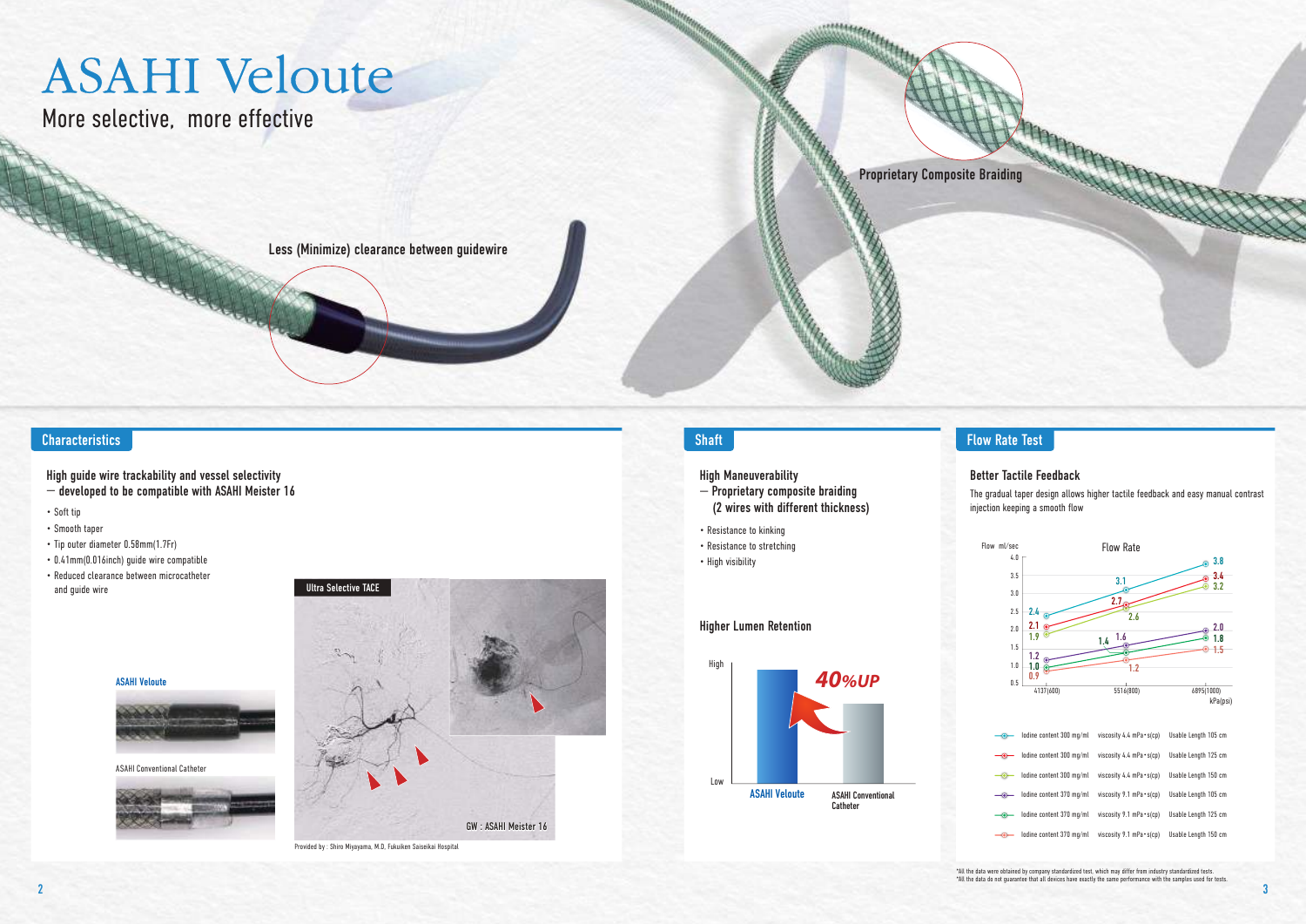# ASAHI Veloute

More selective, more effective

Less (Minimize) clearance between guidewire

Proprietary Composite Braiding

## Characteristics

### High guide wire trackability and vessel selectivity — developed to be compatible with ASAHI Meister 16

- Soft tip
- Smooth taper
- Tip outer diameter 0.58mm(1.7Fr)
- 0.41mm(0.016inch) guide wire compatible
- Reduced clearance between microcatheter and guide wire

ASAHI Veloute

ASAHI Conventional Catheter

Ultra Selective TACE

GW : ASAHI Meister 16

Provided by : Shiro Miyayama, M.D. Fukuiken Saiseikai Hospital

## Shaft

### High Maneuverability — Proprietary composite braiding (2 wires with different thickness)

- Resistance to kinking
- Resistance to stretching
- High visibility

### Higher Lumen Retention

High

Low

40%UP

ASAHI Veloute

ASAHI Conventional Catheter

## Flow Rate Test

### Better Tactile Feedback

The gradual taper design allows higher tactile feedback and easy manual contrast injection keeping a smooth flow

Flow Rate

Flow ml/sec

4.0
3.5
3.0
2.5
2.0
1.5
1.0
0.5

4137(600)
5516(800)
6895(1000)
kPa(psi)

2.4 2.1 1.9 1.2 1.0 0.9
3.1 2.7 2.6 1.6 1.4 1.2
3.8 3.4 3.2 2.0 1.8 1.5

- Iodine content 300 mg/ml viscosity 4.4 mPa・s(cp) Usable Length 105 cm
- Iodine content 300 mg/ml viscosity 4.4 mPa・s(cp) Usable Length 125 cm
- Iodine content 300 mg/ml viscosity 4.4 mPa・s(cp) Usable Length 150 cm
- Iodine content 370 mg/ml viscosity 9.1 mPa・s(cp) Usable Length 105 cm
- Iodine content 370 mg/ml viscosity 9.1 mPa・s(cp) Usable Length 125 cm
- Iodine content 370 mg/ml viscosity 9.1 mPa・s(cp) Usable Length 150 cm

*All the data were obtained by company standardized test, which may differ from industry standardized tests.
*All the data do not guarantee that all devices have exactly the same performance with the samples used for tests.